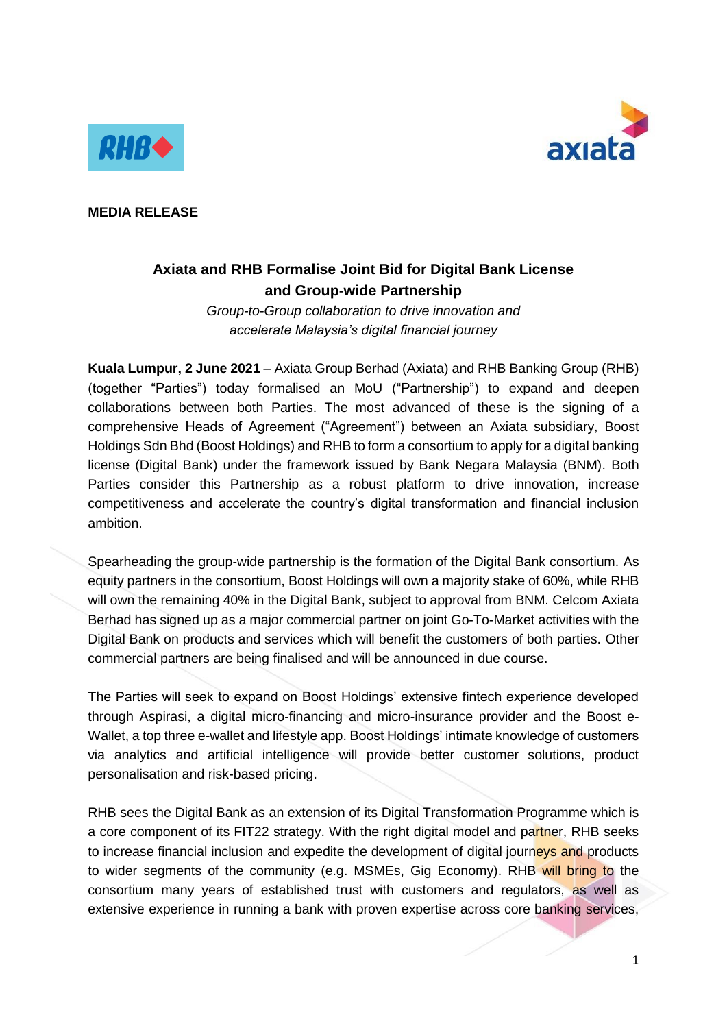**MEDIA RELEASE**

## Axiata and RHB Formalise Joint Bid for Digital Bank License and Group-wide Partnership

*Group-to-Group collaboration to drive innovation and accelerate Malaysia's digital financial journey*

**Kuala Lumpur, 2 June 2021** – Axiata Group Berhad (Axiata) and RHB Banking Group (RHB) (together "Parties") today formalised an MoU ("Partnership") to expand and deepen collaborations between both Parties. The most advanced of these is the signing of a comprehensive Heads of Agreement ("Agreement") between an Axiata subsidiary, Boost Holdings Sdn Bhd (Boost Holdings) and RHB to form a consortium to apply for a digital banking license (Digital Bank) under the framework issued by Bank Negara Malaysia (BNM). Both Parties consider this Partnership as a robust platform to drive innovation, increase competitiveness and accelerate the country's digital transformation and financial inclusion ambition.

Spearheading the group-wide partnership is the formation of the Digital Bank consortium. As equity partners in the consortium, Boost Holdings will own a majority stake of 60%, while RHB will own the remaining 40% in the Digital Bank, subject to approval from BNM. Celcom Axiata Berhad has signed up as a major commercial partner on joint Go-To-Market activities with the Digital Bank on products and services which will benefit the customers of both parties. Other commercial partners are being finalised and will be announced in due course.

The Parties will seek to expand on Boost Holdings' extensive fintech experience developed through Aspirasi, a digital micro-financing and micro-insurance provider and the Boost e-Wallet, a top three e-wallet and lifestyle app. Boost Holdings' intimate knowledge of customers via analytics and artificial intelligence will provide better customer solutions, product personalisation and risk-based pricing.

RHB sees the Digital Bank as an extension of its Digital Transformation Programme which is a core component of its FIT22 strategy. With the right digital model and partner, RHB seeks to increase financial inclusion and expedite the development of digital journeys and products to wider segments of the community (e.g. MSMEs, Gig Economy). RHB will bring to the consortium many years of established trust with customers and regulators, as well as extensive experience in running a bank with proven expertise across core banking services,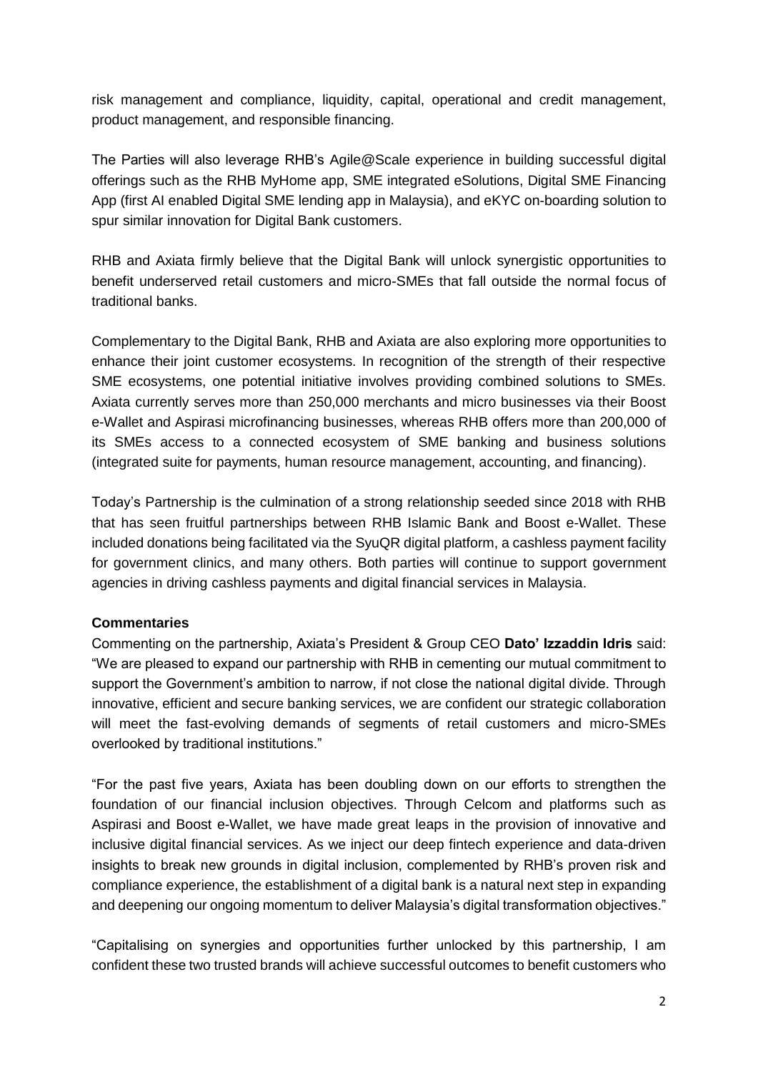risk management and compliance, liquidity, capital, operational and credit management, product management, and responsible financing.

The Parties will also leverage RHB's Agile@Scale experience in building successful digital offerings such as the RHB MyHome app, SME integrated eSolutions, Digital SME Financing App (first AI enabled Digital SME lending app in Malaysia), and eKYC on-boarding solution to spur similar innovation for Digital Bank customers.

RHB and Axiata firmly believe that the Digital Bank will unlock synergistic opportunities to benefit underserved retail customers and micro-SMEs that fall outside the normal focus of traditional banks.

Complementary to the Digital Bank, RHB and Axiata are also exploring more opportunities to enhance their joint customer ecosystems. In recognition of the strength of their respective SME ecosystems, one potential initiative involves providing combined solutions to SMEs. Axiata currently serves more than 250,000 merchants and micro businesses via their Boost e-Wallet and Aspirasi microfinancing businesses, whereas RHB offers more than 200,000 of its SMEs access to a connected ecosystem of SME banking and business solutions (integrated suite for payments, human resource management, accounting, and financing).

Today's Partnership is the culmination of a strong relationship seeded since 2018 with RHB that has seen fruitful partnerships between RHB Islamic Bank and Boost e-Wallet. These included donations being facilitated via the SyuQR digital platform, a cashless payment facility for government clinics, and many others. Both parties will continue to support government agencies in driving cashless payments and digital financial services in Malaysia.

**Commentaries**

Commenting on the partnership, Axiata's President & Group CEO **Dato' Izzaddin Idris** said: "We are pleased to expand our partnership with RHB in cementing our mutual commitment to support the Government's ambition to narrow, if not close the national digital divide. Through innovative, efficient and secure banking services, we are confident our strategic collaboration will meet the fast-evolving demands of segments of retail customers and micro-SMEs overlooked by traditional institutions."

"For the past five years, Axiata has been doubling down on our efforts to strengthen the foundation of our financial inclusion objectives. Through Celcom and platforms such as Aspirasi and Boost e-Wallet, we have made great leaps in the provision of innovative and inclusive digital financial services. As we inject our deep fintech experience and data-driven insights to break new grounds in digital inclusion, complemented by RHB's proven risk and compliance experience, the establishment of a digital bank is a natural next step in expanding and deepening our ongoing momentum to deliver Malaysia's digital transformation objectives."

"Capitalising on synergies and opportunities further unlocked by this partnership, I am confident these two trusted brands will achieve successful outcomes to benefit customers who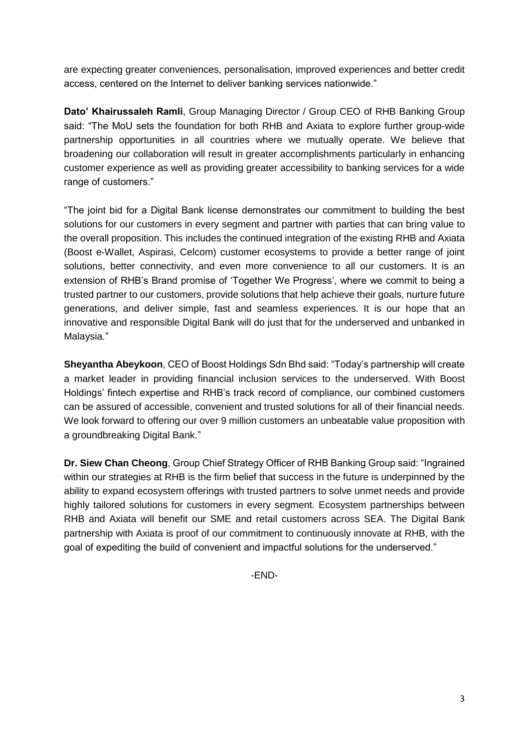are expecting greater conveniences, personalisation, improved experiences and better credit access, centered on the Internet to deliver banking services nationwide."

**Dato' Khairussaleh Ramli**, Group Managing Director / Group CEO of RHB Banking Group said: "The MoU sets the foundation for both RHB and Axiata to explore further group-wide partnership opportunities in all countries where we mutually operate. We believe that broadening our collaboration will result in greater accomplishments particularly in enhancing customer experience as well as providing greater accessibility to banking services for a wide range of customers."

"The joint bid for a Digital Bank license demonstrates our commitment to building the best solutions for our customers in every segment and partner with parties that can bring value to the overall proposition. This includes the continued integration of the existing RHB and Axiata (Boost e-Wallet, Aspirasi, Celcom) customer ecosystems to provide a better range of joint solutions, better connectivity, and even more convenience to all our customers. It is an extension of RHB's Brand promise of 'Together We Progress', where we commit to being a trusted partner to our customers, provide solutions that help achieve their goals, nurture future generations, and deliver simple, fast and seamless experiences. It is our hope that an innovative and responsible Digital Bank will do just that for the underserved and unbanked in Malaysia."

**Sheyantha Abeykoon**, CEO of Boost Holdings Sdn Bhd said: "Today's partnership will create a market leader in providing financial inclusion services to the underserved. With Boost Holdings' fintech expertise and RHB's track record of compliance, our combined customers can be assured of accessible, convenient and trusted solutions for all of their financial needs. We look forward to offering our over 9 million customers an unbeatable value proposition with a groundbreaking Digital Bank."

**Dr. Siew Chan Cheong**, Group Chief Strategy Officer of RHB Banking Group said: "Ingrained within our strategies at RHB is the firm belief that success in the future is underpinned by the ability to expand ecosystem offerings with trusted partners to solve unmet needs and provide highly tailored solutions for customers in every segment. Ecosystem partnerships between RHB and Axiata will benefit our SME and retail customers across SEA. The Digital Bank partnership with Axiata is proof of our commitment to continuously innovate at RHB, with the goal of expediting the build of convenient and impactful solutions for the underserved."

-END-